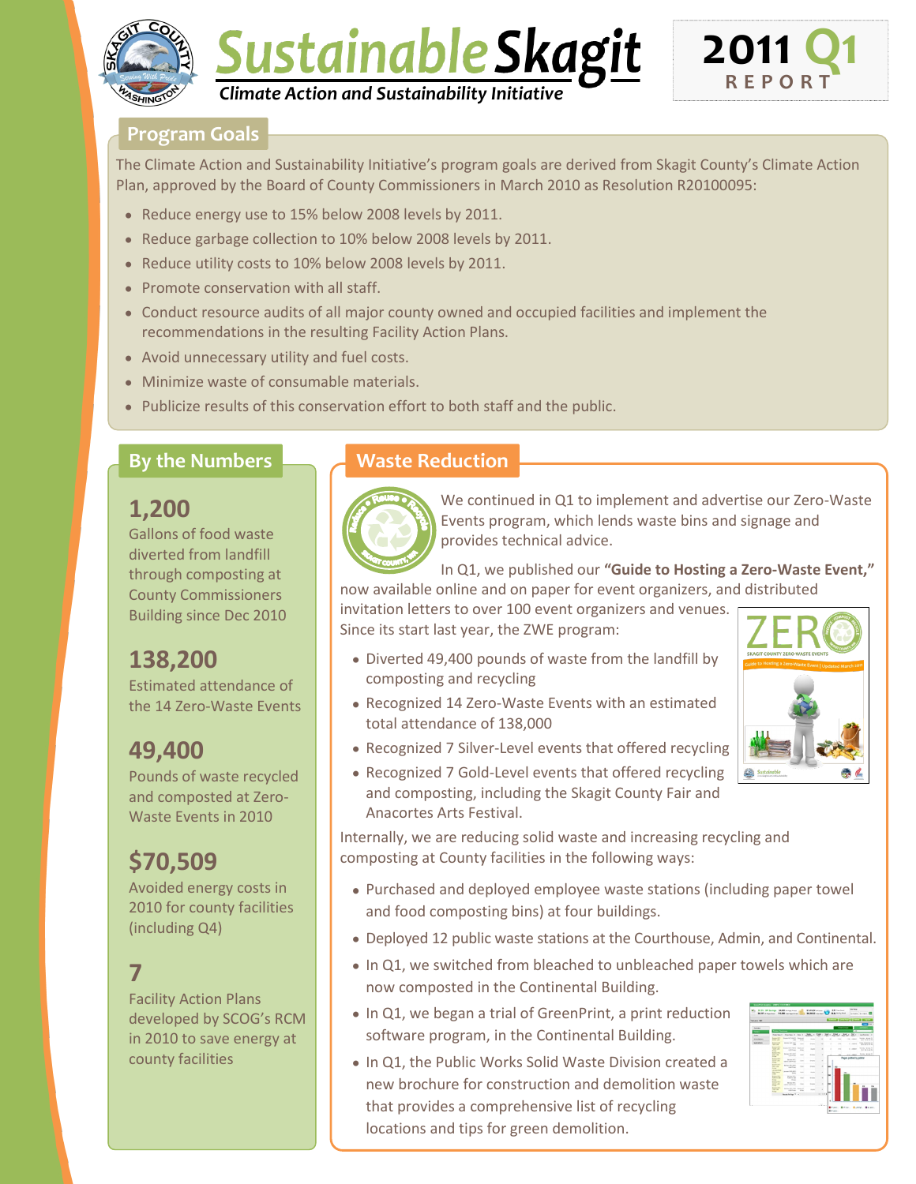# Sustainable Skagit

*Climate Action and Sustainability Initiative*

**2011 Q1 REPORT**

## Program Goals

The Climate Action and Sustainability Initiative's program goals are derived from Skagit County's Climate Action Plan, approved by the Board of County Commissioners in March 2010 as Resolution R20100095:

- Reduce energy use to 15% below 2008 levels by 2011.
- Reduce garbage collection to 10% below 2008 levels by 2011.
- Reduce utility costs to 10% below 2008 levels by 2011.
- Promote conservation with all staff.
- Conduct resource audits of all major county owned and occupied facilities and implement the recommendations in the resulting Facility Action Plans.
- Avoid unnecessary utility and fuel costs.
- Minimize waste of consumable materials.
- Publicize results of this conservation effort to both staff and the public.

## By the Numbers

### 1,200
Gallons of food waste diverted from landfill through composting at County Commissioners Building since Dec 2010

### 138,200
Estimated attendance of the 14 Zero-Waste Events

### 49,400
Pounds of waste recycled and composted at Zero-Waste Events in 2010

### $70,509
Avoided energy costs in 2010 for county facilities (including Q4)

### 7
Facility Action Plans developed by SCOG's RCM in 2010 to save energy at county facilities

## Waste Reduction

We continued in Q1 to implement and advertise our Zero-Waste Events program, which lends waste bins and signage and provides technical advice.

In Q1, we published our **"Guide to Hosting a Zero-Waste Event,"** now available online and on paper for event organizers, and distributed invitation letters to over 100 event organizers and venues. Since its start last year, the ZWE program:

- Diverted 49,400 pounds of waste from the landfill by composting and recycling
- Recognized 14 Zero-Waste Events with an estimated total attendance of 138,000
- Recognized 7 Silver-Level events that offered recycling
- Recognized 7 Gold-Level events that offered recycling and composting, including the Skagit County Fair and Anacortes Arts Festival.

Internally, we are reducing solid waste and increasing recycling and composting at County facilities in the following ways:

- Purchased and deployed employee waste stations (including paper towel and food composting bins) at four buildings.
- Deployed 12 public waste stations at the Courthouse, Admin, and Continental.
- In Q1, we switched from bleached to unbleached paper towels which are now composted in the Continental Building.
- In Q1, we began a trial of GreenPrint, a print reduction software program, in the Continental Building.
- In Q1, the Public Works Solid Waste Division created a new brochure for construction and demolition waste that provides a comprehensive list of recycling locations and tips for green demolition.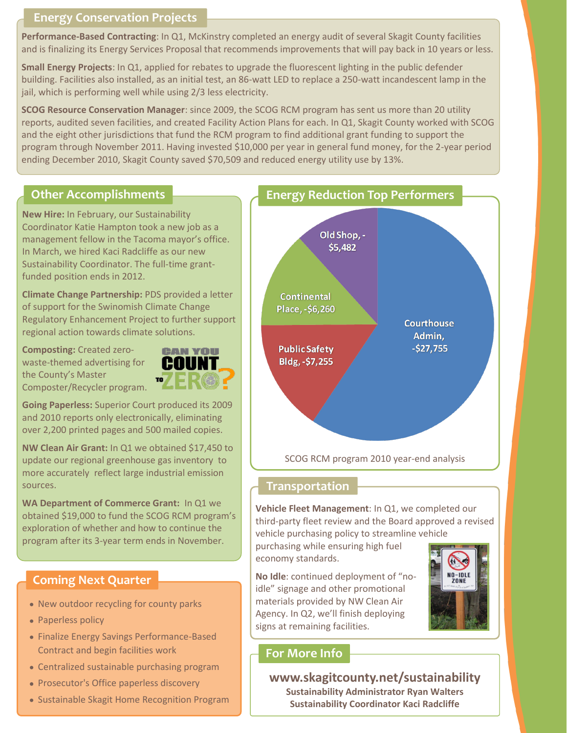## Energy Conservation Projects

**Performance-Based Contracting**: In Q1, McKinstry completed an energy audit of several Skagit County facilities and is finalizing its Energy Services Proposal that recommends improvements that will pay back in 10 years or less.

**Small Energy Projects**: In Q1, applied for rebates to upgrade the fluorescent lighting in the public defender building. Facilities also installed, as an initial test, an 86-watt LED to replace a 250-watt incandescent lamp in the jail, which is performing well while using 2/3 less electricity.

**SCOG Resource Conservation Manager**: since 2009, the SCOG RCM program has sent us more than 20 utility reports, audited seven facilities, and created Facility Action Plans for each. In Q1, Skagit County worked with SCOG and the eight other jurisdictions that fund the RCM program to find additional grant funding to support the program through November 2011. Having invested $10,000 per year in general fund money, for the 2-year period ending December 2010, Skagit County saved $70,509 and reduced energy utility use by 13%.

## Other Accomplishments

**New Hire:** In February, our Sustainability Coordinator Katie Hampton took a new job as a management fellow in the Tacoma mayor's office. In March, we hired Kaci Radcliffe as our new Sustainability Coordinator. The full-time grant-funded position ends in 2012.

**Climate Change Partnership:** PDS provided a letter of support for the Swinomish Climate Change Regulatory Enhancement Project to further support regional action towards climate solutions.

**Composting:** Created zero-waste-themed advertising for the County's Master Composter/Recycler program.

CAN YOU COUNT TO ZERO?

**Going Paperless:** Superior Court produced its 2009 and 2010 reports only electronically, eliminating over 2,200 printed pages and 500 mailed copies.

**NW Clean Air Grant:** In Q1 we obtained $17,450 to update our regional greenhouse gas inventory to more accurately reflect large industrial emission sources.

**WA Department of Commerce Grant:** In Q1 we obtained $19,000 to fund the SCOG RCM program's exploration of whether and how to continue the program after its 3-year term ends in November.

## Energy Reduction Top Performers

Courthouse Admin, -$27,755
Public Safety Bldg, -$7,255
Continental Place, -$6,260
Old Shop, -$5,482

SCOG RCM program 2010 year-end analysis

## Transportation

**Vehicle Fleet Management**: In Q1, we completed our third-party fleet review and the Board approved a revised vehicle purchasing policy to streamline vehicle purchasing while ensuring high fuel economy standards.

**No Idle**: continued deployment of "no-idle" signage and other promotional materials provided by NW Clean Air Agency. In Q2, we'll finish deploying signs at remaining facilities.

## Coming Next Quarter

- New outdoor recycling for county parks
- Paperless policy
- Finalize Energy Savings Performance-Based Contract and begin facilities work
- Centralized sustainable purchasing program
- Prosecutor's Office paperless discovery
- Sustainable Skagit Home Recognition Program

## For More Info

**www.skagitcounty.net/sustainability**

**Sustainability Administrator Ryan Walters**

**Sustainability Coordinator Kaci Radcliffe**